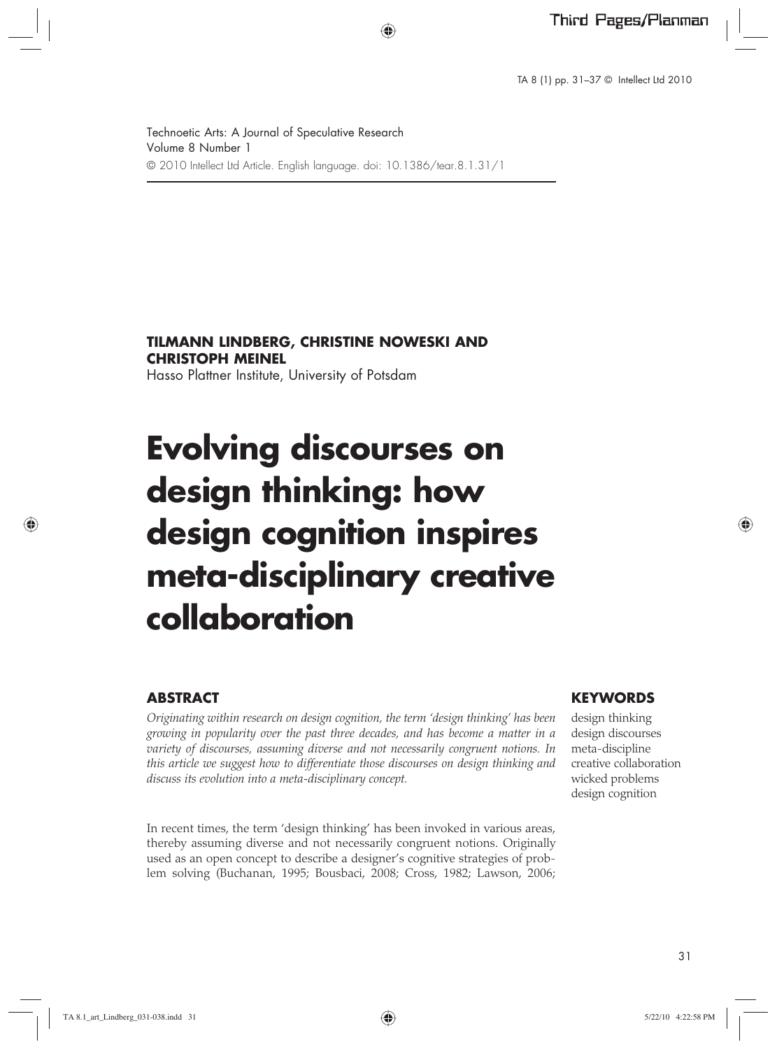Technoetic Arts: A Journal of Speculative Research
Volume 8 Number 1
© 2010 Intellect Ltd Article. English language. doi: 10.1386/tear.8.1.31/1

**TILMANN LINDBERG, CHRISTINE NOWESKI AND CHRISTOPH MEINEL**
Hasso Plattner Institute, University of Potsdam

# Evolving discourses on design thinking: how design cognition inspires meta-disciplinary creative collaboration

## ABSTRACT

*Originating within research on design cognition, the term 'design thinking' has been growing in popularity over the past three decades, and has become a matter in a variety of discourses, assuming diverse and not necessarily congruent notions. In this article we suggest how to differentiate those discourses on design thinking and discuss its evolution into a meta-disciplinary concept.*

## KEYWORDS

design thinking
design discourses
meta-discipline
creative collaboration
wicked problems
design cognition

In recent times, the term 'design thinking' has been invoked in various areas, thereby assuming diverse and not necessarily congruent notions. Originally used as an open concept to describe a designer's cognitive strategies of problem solving (Buchanan, 1995; Bousbaci, 2008; Cross, 1982; Lawson, 2006;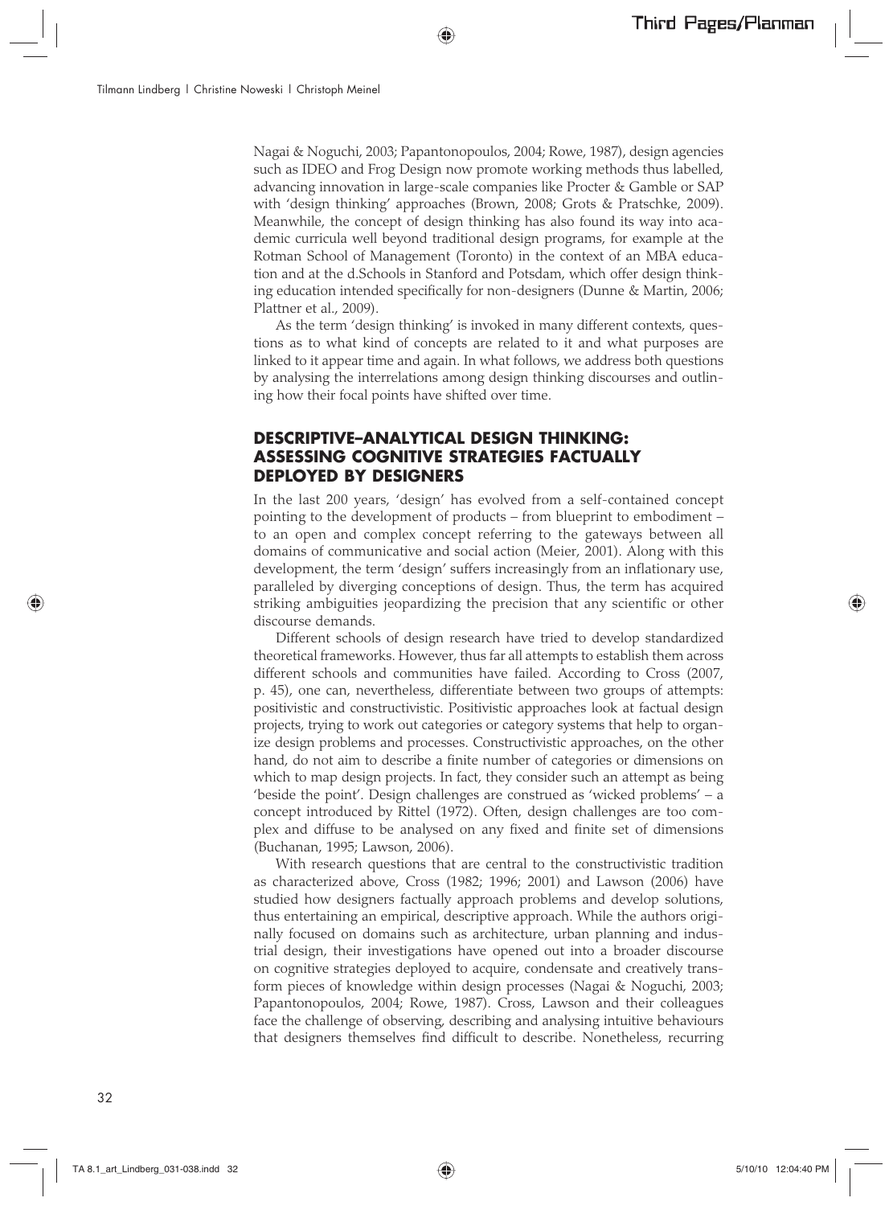Nagai & Noguchi, 2003; Papantonopoulos, 2004; Rowe, 1987), design agencies such as IDEO and Frog Design now promote working methods thus labelled, advancing innovation in large-scale companies like Procter & Gamble or SAP with 'design thinking' approaches (Brown, 2008; Grots & Pratschke, 2009). Meanwhile, the concept of design thinking has also found its way into academic curricula well beyond traditional design programs, for example at the Rotman School of Management (Toronto) in the context of an MBA education and at the d.Schools in Stanford and Potsdam, which offer design thinking education intended specifically for non-designers (Dunne & Martin, 2006; Plattner et al., 2009).

As the term 'design thinking' is invoked in many different contexts, questions as to what kind of concepts are related to it and what purposes are linked to it appear time and again. In what follows, we address both questions by analysing the interrelations among design thinking discourses and outlining how their focal points have shifted over time.

## DESCRIPTIVE–ANALYTICAL DESIGN THINKING: ASSESSING COGNITIVE STRATEGIES FACTUALLY DEPLOYED BY DESIGNERS

In the last 200 years, 'design' has evolved from a self-contained concept pointing to the development of products – from blueprint to embodiment – to an open and complex concept referring to the gateways between all domains of communicative and social action (Meier, 2001). Along with this development, the term 'design' suffers increasingly from an inflationary use, paralleled by diverging conceptions of design. Thus, the term has acquired striking ambiguities jeopardizing the precision that any scientific or other discourse demands.

Different schools of design research have tried to develop standardized theoretical frameworks. However, thus far all attempts to establish them across different schools and communities have failed. According to Cross (2007, p. 45), one can, nevertheless, differentiate between two groups of attempts: positivistic and constructivistic. Positivistic approaches look at factual design projects, trying to work out categories or category systems that help to organize design problems and processes. Constructivistic approaches, on the other hand, do not aim to describe a finite number of categories or dimensions on which to map design projects. In fact, they consider such an attempt as being 'beside the point'. Design challenges are construed as 'wicked problems' – a concept introduced by Rittel (1972). Often, design challenges are too complex and diffuse to be analysed on any fixed and finite set of dimensions (Buchanan, 1995; Lawson, 2006).

With research questions that are central to the constructivistic tradition as characterized above, Cross (1982; 1996; 2001) and Lawson (2006) have studied how designers factually approach problems and develop solutions, thus entertaining an empirical, descriptive approach. While the authors originally focused on domains such as architecture, urban planning and industrial design, their investigations have opened out into a broader discourse on cognitive strategies deployed to acquire, condensate and creatively transform pieces of knowledge within design processes (Nagai & Noguchi, 2003; Papantonopoulos, 2004; Rowe, 1987). Cross, Lawson and their colleagues face the challenge of observing, describing and analysing intuitive behaviours that designers themselves find difficult to describe. Nonetheless, recurring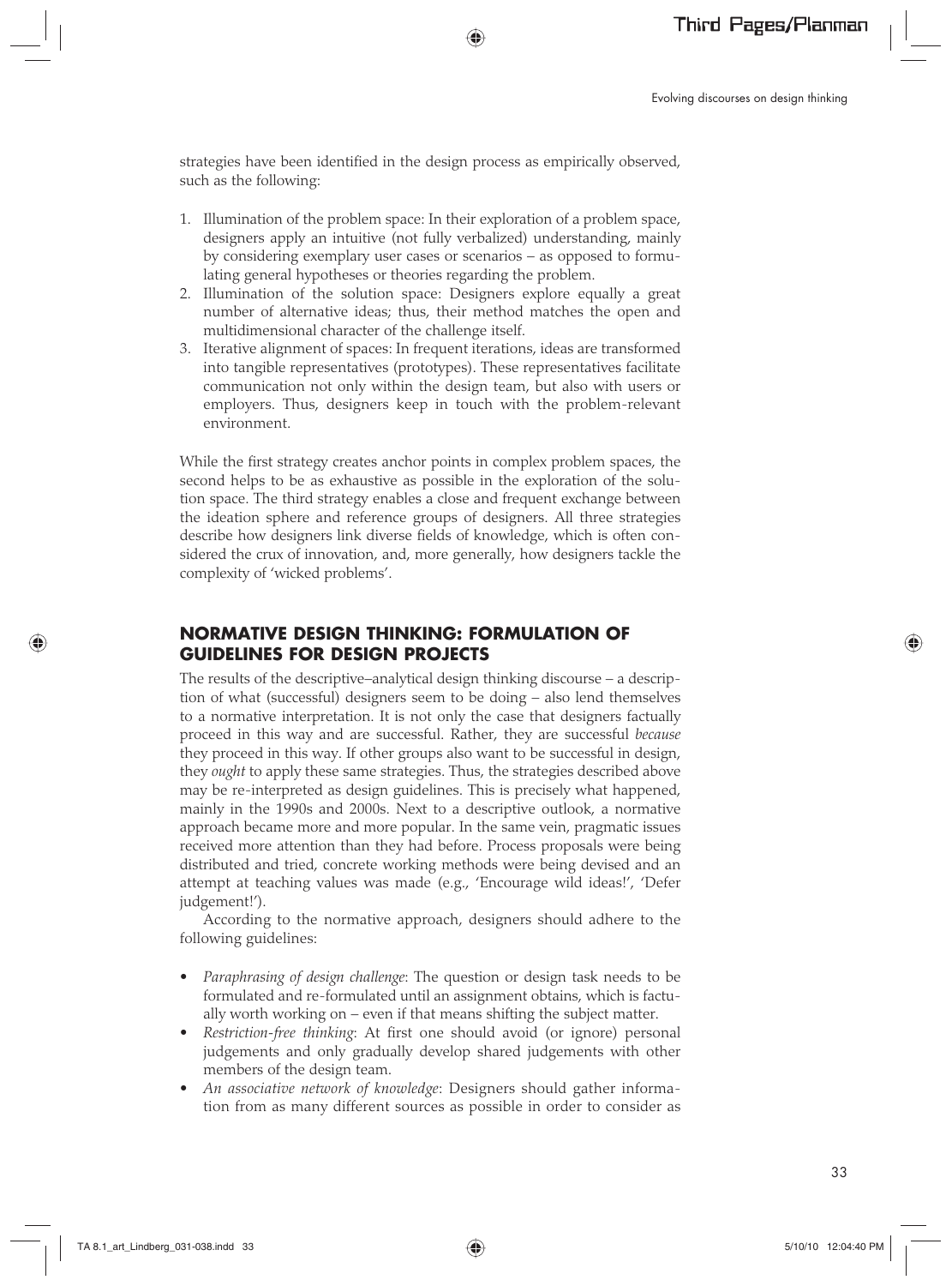strategies have been identified in the design process as empirically observed, such as the following:

1. Illumination of the problem space: In their exploration of a problem space, designers apply an intuitive (not fully verbalized) understanding, mainly by considering exemplary user cases or scenarios – as opposed to formulating general hypotheses or theories regarding the problem.
2. Illumination of the solution space: Designers explore equally a great number of alternative ideas; thus, their method matches the open and multidimensional character of the challenge itself.
3. Iterative alignment of spaces: In frequent iterations, ideas are transformed into tangible representatives (prototypes). These representatives facilitate communication not only within the design team, but also with users or employers. Thus, designers keep in touch with the problem-relevant environment.

While the first strategy creates anchor points in complex problem spaces, the second helps to be as exhaustive as possible in the exploration of the solution space. The third strategy enables a close and frequent exchange between the ideation sphere and reference groups of designers. All three strategies describe how designers link diverse fields of knowledge, which is often considered the crux of innovation, and, more generally, how designers tackle the complexity of 'wicked problems'.

## NORMATIVE DESIGN THINKING: FORMULATION OF GUIDELINES FOR DESIGN PROJECTS

The results of the descriptive–analytical design thinking discourse – a description of what (successful) designers seem to be doing – also lend themselves to a normative interpretation. It is not only the case that designers factually proceed in this way and are successful. Rather, they are successful *because* they proceed in this way. If other groups also want to be successful in design, they *ought* to apply these same strategies. Thus, the strategies described above may be re-interpreted as design guidelines. This is precisely what happened, mainly in the 1990s and 2000s. Next to a descriptive outlook, a normative approach became more and more popular. In the same vein, pragmatic issues received more attention than they had before. Process proposals were being distributed and tried, concrete working methods were being devised and an attempt at teaching values was made (e.g., 'Encourage wild ideas!', 'Defer judgement!').

According to the normative approach, designers should adhere to the following guidelines:

- *Paraphrasing of design challenge*: The question or design task needs to be formulated and re-formulated until an assignment obtains, which is factually worth working on – even if that means shifting the subject matter.
- *Restriction-free thinking*: At first one should avoid (or ignore) personal judgements and only gradually develop shared judgements with other members of the design team.
- *An associative network of knowledge*: Designers should gather information from as many different sources as possible in order to consider as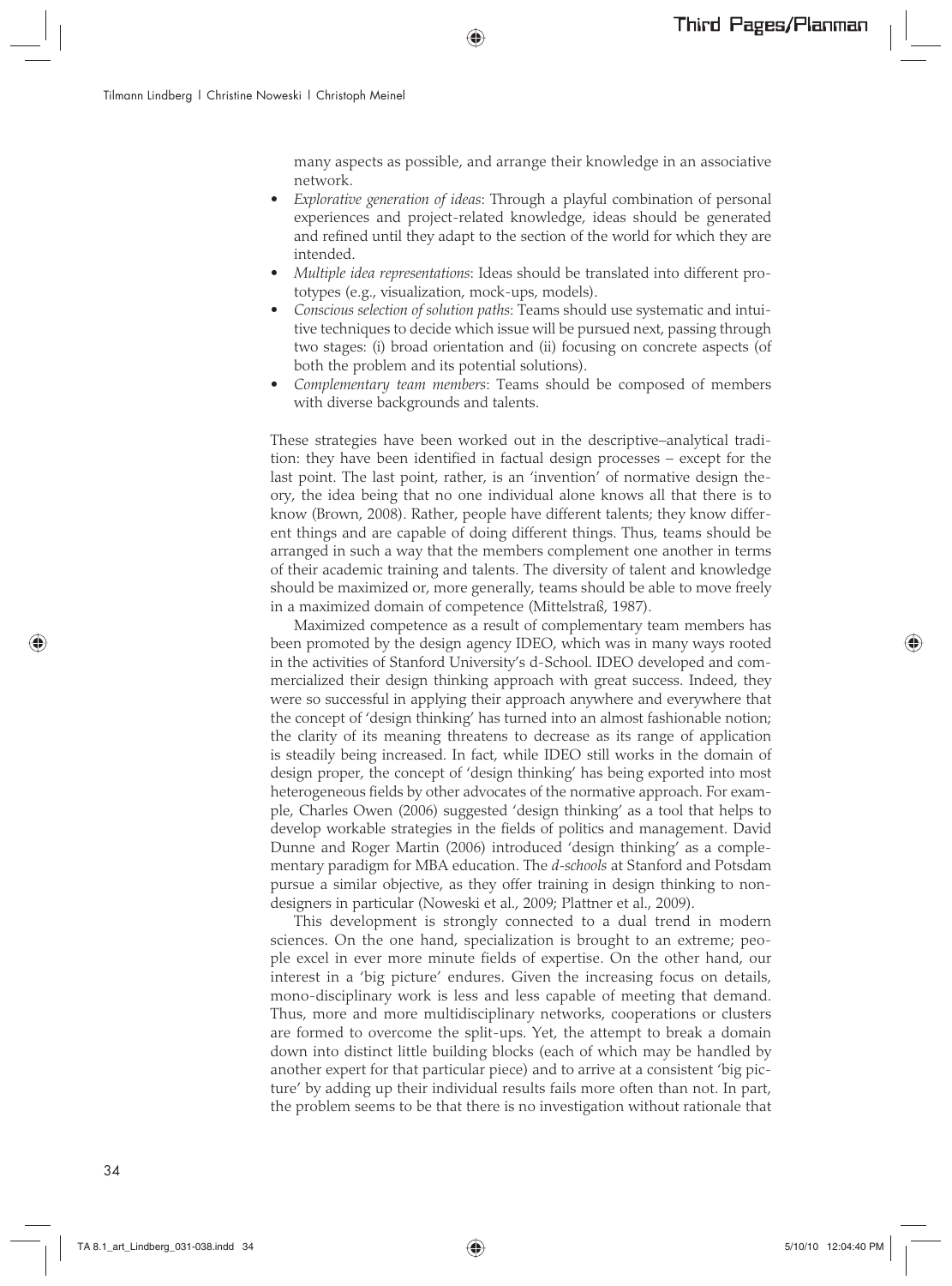many aspects as possible, and arrange their knowledge in an associative network.

- *Explorative generation of ideas*: Through a playful combination of personal experiences and project-related knowledge, ideas should be generated and refined until they adapt to the section of the world for which they are intended.
- *Multiple idea representations*: Ideas should be translated into different prototypes (e.g., visualization, mock-ups, models).
- *Conscious selection of solution paths*: Teams should use systematic and intuitive techniques to decide which issue will be pursued next, passing through two stages: (i) broad orientation and (ii) focusing on concrete aspects (of both the problem and its potential solutions).
- *Complementary team members*: Teams should be composed of members with diverse backgrounds and talents.

These strategies have been worked out in the descriptive–analytical tradition: they have been identified in factual design processes – except for the last point. The last point, rather, is an 'invention' of normative design theory, the idea being that no one individual alone knows all that there is to know (Brown, 2008). Rather, people have different talents; they know different things and are capable of doing different things. Thus, teams should be arranged in such a way that the members complement one another in terms of their academic training and talents. The diversity of talent and knowledge should be maximized or, more generally, teams should be able to move freely in a maximized domain of competence (Mittelstraß, 1987).

Maximized competence as a result of complementary team members has been promoted by the design agency IDEO, which was in many ways rooted in the activities of Stanford University's d-School. IDEO developed and commercialized their design thinking approach with great success. Indeed, they were so successful in applying their approach anywhere and everywhere that the concept of 'design thinking' has turned into an almost fashionable notion; the clarity of its meaning threatens to decrease as its range of application is steadily being increased. In fact, while IDEO still works in the domain of design proper, the concept of 'design thinking' has being exported into most heterogeneous fields by other advocates of the normative approach. For example, Charles Owen (2006) suggested 'design thinking' as a tool that helps to develop workable strategies in the fields of politics and management. David Dunne and Roger Martin (2006) introduced 'design thinking' as a complementary paradigm for MBA education. The *d-schools* at Stanford and Potsdam pursue a similar objective, as they offer training in design thinking to non-designers in particular (Noweski et al., 2009; Plattner et al., 2009).

This development is strongly connected to a dual trend in modern sciences. On the one hand, specialization is brought to an extreme; people excel in ever more minute fields of expertise. On the other hand, our interest in a 'big picture' endures. Given the increasing focus on details, mono-disciplinary work is less and less capable of meeting that demand. Thus, more and more multidisciplinary networks, cooperations or clusters are formed to overcome the split-ups. Yet, the attempt to break a domain down into distinct little building blocks (each of which may be handled by another expert for that particular piece) and to arrive at a consistent 'big picture' by adding up their individual results fails more often than not. In part, the problem seems to be that there is no investigation without rationale that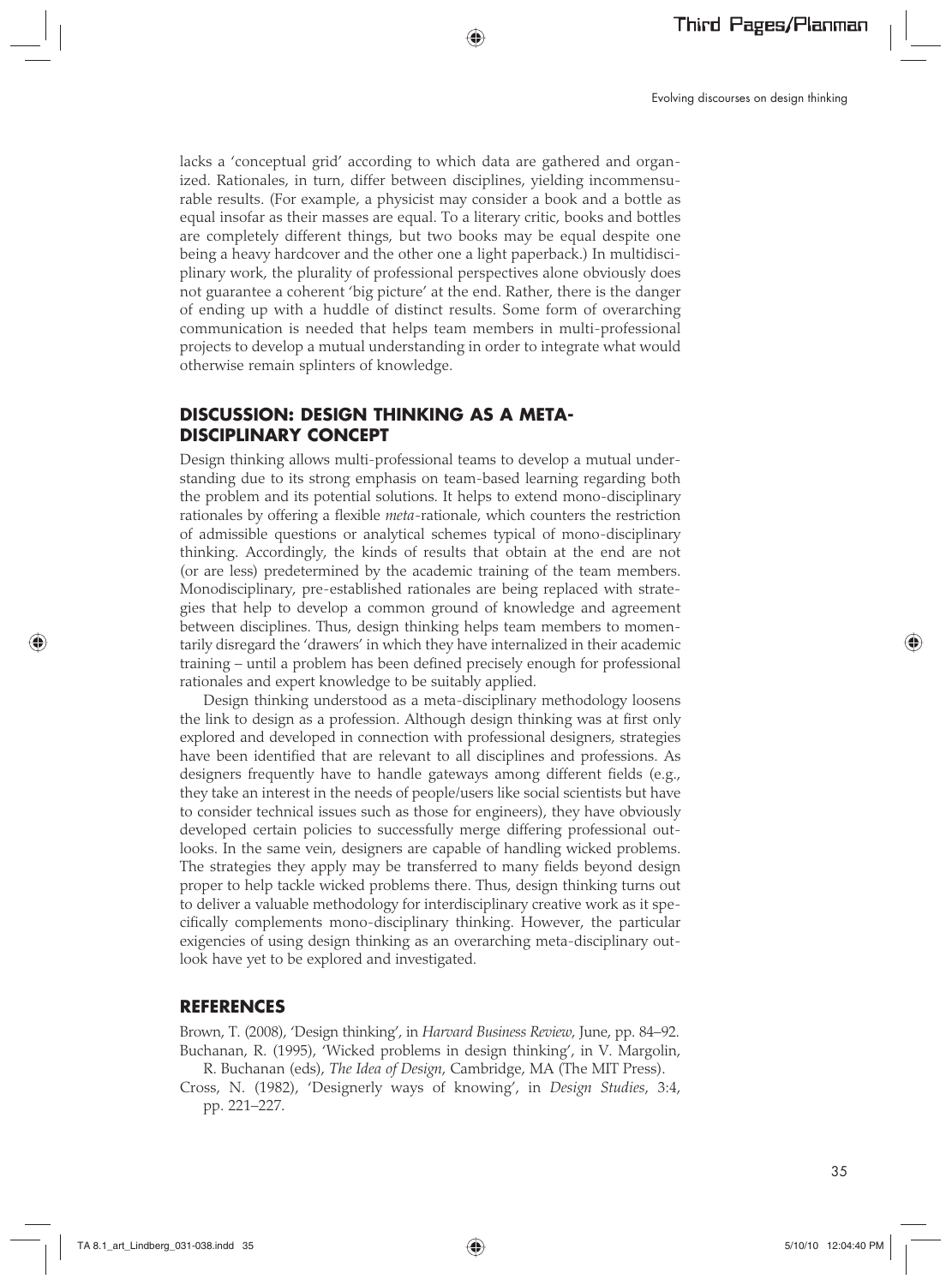lacks a 'conceptual grid' according to which data are gathered and organized. Rationales, in turn, differ between disciplines, yielding incommensurable results. (For example, a physicist may consider a book and a bottle as equal insofar as their masses are equal. To a literary critic, books and bottles are completely different things, but two books may be equal despite one being a heavy hardcover and the other one a light paperback.) In multidisciplinary work, the plurality of professional perspectives alone obviously does not guarantee a coherent 'big picture' at the end. Rather, there is the danger of ending up with a huddle of distinct results. Some form of overarching communication is needed that helps team members in multi-professional projects to develop a mutual understanding in order to integrate what would otherwise remain splinters of knowledge.

## DISCUSSION: DESIGN THINKING AS A META-DISCIPLINARY CONCEPT

Design thinking allows multi-professional teams to develop a mutual understanding due to its strong emphasis on team-based learning regarding both the problem and its potential solutions. It helps to extend mono-disciplinary rationales by offering a flexible *meta*-rationale, which counters the restriction of admissible questions or analytical schemes typical of mono-disciplinary thinking. Accordingly, the kinds of results that obtain at the end are not (or are less) predetermined by the academic training of the team members. Monodisciplinary, pre-established rationales are being replaced with strategies that help to develop a common ground of knowledge and agreement between disciplines. Thus, design thinking helps team members to momentarily disregard the 'drawers' in which they have internalized in their academic training – until a problem has been defined precisely enough for professional rationales and expert knowledge to be suitably applied.

Design thinking understood as a meta-disciplinary methodology loosens the link to design as a profession. Although design thinking was at first only explored and developed in connection with professional designers, strategies have been identified that are relevant to all disciplines and professions. As designers frequently have to handle gateways among different fields (e.g., they take an interest in the needs of people/users like social scientists but have to consider technical issues such as those for engineers), they have obviously developed certain policies to successfully merge differing professional outlooks. In the same vein, designers are capable of handling wicked problems. The strategies they apply may be transferred to many fields beyond design proper to help tackle wicked problems there. Thus, design thinking turns out to deliver a valuable methodology for interdisciplinary creative work as it specifically complements mono-disciplinary thinking. However, the particular exigencies of using design thinking as an overarching meta-disciplinary outlook have yet to be explored and investigated.

## REFERENCES

Brown, T. (2008), 'Design thinking', in *Harvard Business Review*, June, pp. 84–92.

Buchanan, R. (1995), 'Wicked problems in design thinking', in V. Margolin, R. Buchanan (eds), *The Idea of Design*, Cambridge, MA (The MIT Press).

Cross, N. (1982), 'Designerly ways of knowing', in *Design Studies*, 3:4, pp. 221–227.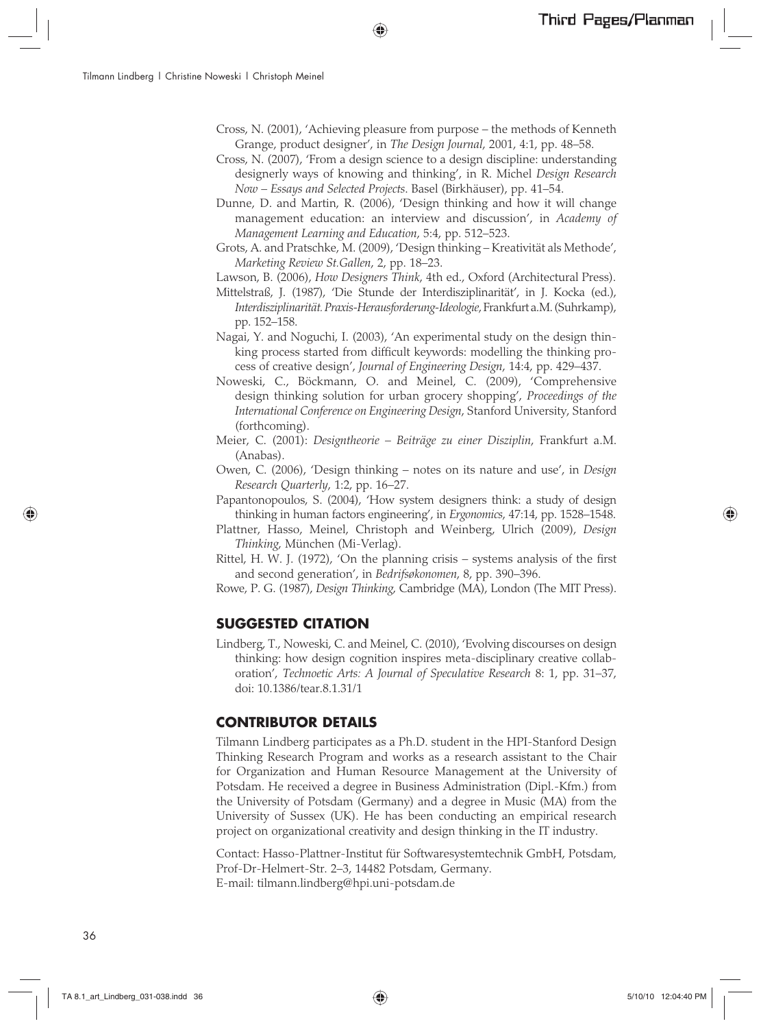Cross, N. (2001), 'Achieving pleasure from purpose – the methods of Kenneth Grange, product designer', in *The Design Journal*, 2001, 4:1, pp. 48–58.

Cross, N. (2007), 'From a design science to a design discipline: understanding designerly ways of knowing and thinking', in R. Michel *Design Research Now – Essays and Selected Projects.* Basel (Birkhäuser), pp. 41–54.

Dunne, D. and Martin, R. (2006), 'Design thinking and how it will change management education: an interview and discussion', in *Academy of Management Learning and Education*, 5:4, pp. 512–523.

Grots, A. and Pratschke, M. (2009), 'Design thinking – Kreativität als Methode', *Marketing Review St.Gallen*, 2, pp. 18–23.

Lawson, B. (2006), *How Designers Think*, 4th ed., Oxford (Architectural Press).

Mittelstraß, J. (1987), 'Die Stunde der Interdisziplinarität', in J. Kocka (ed.), *Interdisziplinarität. Praxis-Herausforderung-Ideologie*, Frankfurt a.M. (Suhrkamp), pp. 152–158.

Nagai, Y. and Noguchi, I. (2003), 'An experimental study on the design thinking process started from difficult keywords: modelling the thinking process of creative design', *Journal of Engineering Design*, 14:4, pp. 429–437.

Noweski, C., Böckmann, O. and Meinel, C. (2009), 'Comprehensive design thinking solution for urban grocery shopping', *Proceedings of the International Conference on Engineering Design*, Stanford University, Stanford (forthcoming).

Meier, C. (2001): *Designtheorie – Beiträge zu einer Disziplin*, Frankfurt a.M. (Anabas).

Owen, C. (2006), 'Design thinking – notes on its nature and use', in *Design Research Quarterly*, 1:2, pp. 16–27.

Papantonopoulos, S. (2004), 'How system designers think: a study of design thinking in human factors engineering', in *Ergonomics*, 47:14, pp. 1528–1548.

Plattner, Hasso, Meinel, Christoph and Weinberg, Ulrich (2009), *Design Thinking*, München (Mi-Verlag).

Rittel, H. W. J. (1972), 'On the planning crisis – systems analysis of the first and second generation', in *Bedrifsøkonomen*, 8, pp. 390–396.

Rowe, P. G. (1987), *Design Thinking*, Cambridge (MA), London (The MIT Press).

## SUGGESTED CITATION

Lindberg, T., Noweski, C. and Meinel, C. (2010), 'Evolving discourses on design thinking: how design cognition inspires meta-disciplinary creative collaboration', *Technoetic Arts: A Journal of Speculative Research* 8: 1, pp. 31–37, doi: 10.1386/tear.8.1.31/1

## CONTRIBUTOR DETAILS

Tilmann Lindberg participates as a Ph.D. student in the HPI-Stanford Design Thinking Research Program and works as a research assistant to the Chair for Organization and Human Resource Management at the University of Potsdam. He received a degree in Business Administration (Dipl.-Kfm.) from the University of Potsdam (Germany) and a degree in Music (MA) from the University of Sussex (UK). He has been conducting an empirical research project on organizational creativity and design thinking in the IT industry.

Contact: Hasso-Plattner-Institut für Softwaresystemtechnik GmbH, Potsdam, Prof-Dr-Helmert-Str. 2–3, 14482 Potsdam, Germany.
E-mail: tilmann.lindberg@hpi.uni-potsdam.de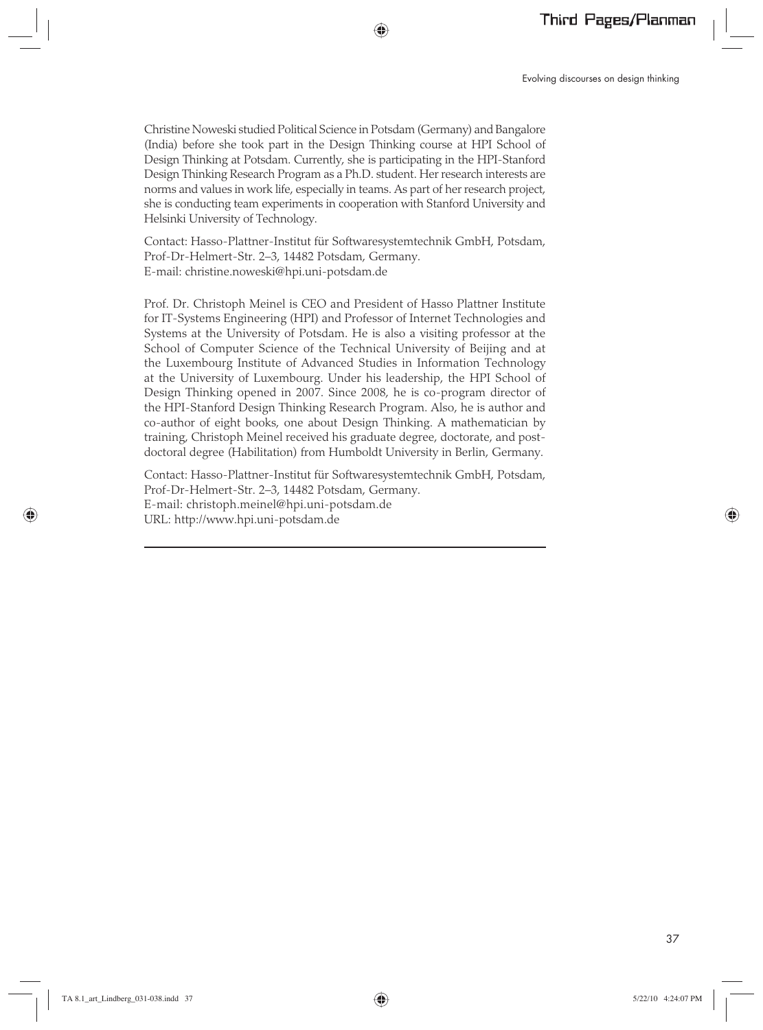Christine Noweski studied Political Science in Potsdam (Germany) and Bangalore (India) before she took part in the Design Thinking course at HPI School of Design Thinking at Potsdam. Currently, she is participating in the HPI-Stanford Design Thinking Research Program as a Ph.D. student. Her research interests are norms and values in work life, especially in teams. As part of her research project, she is conducting team experiments in cooperation with Stanford University and Helsinki University of Technology.

Contact: Hasso-Plattner-Institut für Softwaresystemtechnik GmbH, Potsdam, Prof-Dr-Helmert-Str. 2–3, 14482 Potsdam, Germany.
E-mail: christine.noweski@hpi.uni-potsdam.de

Prof. Dr. Christoph Meinel is CEO and President of Hasso Plattner Institute for IT-Systems Engineering (HPI) and Professor of Internet Technologies and Systems at the University of Potsdam. He is also a visiting professor at the School of Computer Science of the Technical University of Beijing and at the Luxembourg Institute of Advanced Studies in Information Technology at the University of Luxembourg. Under his leadership, the HPI School of Design Thinking opened in 2007. Since 2008, he is co-program director of the HPI-Stanford Design Thinking Research Program. Also, he is author and co-author of eight books, one about Design Thinking. A mathematician by training, Christoph Meinel received his graduate degree, doctorate, and post-doctoral degree (Habilitation) from Humboldt University in Berlin, Germany.

Contact: Hasso-Plattner-Institut für Softwaresystemtechnik GmbH, Potsdam, Prof-Dr-Helmert-Str. 2–3, 14482 Potsdam, Germany.
E-mail: christoph.meinel@hpi.uni-potsdam.de
URL: http://www.hpi.uni-potsdam.de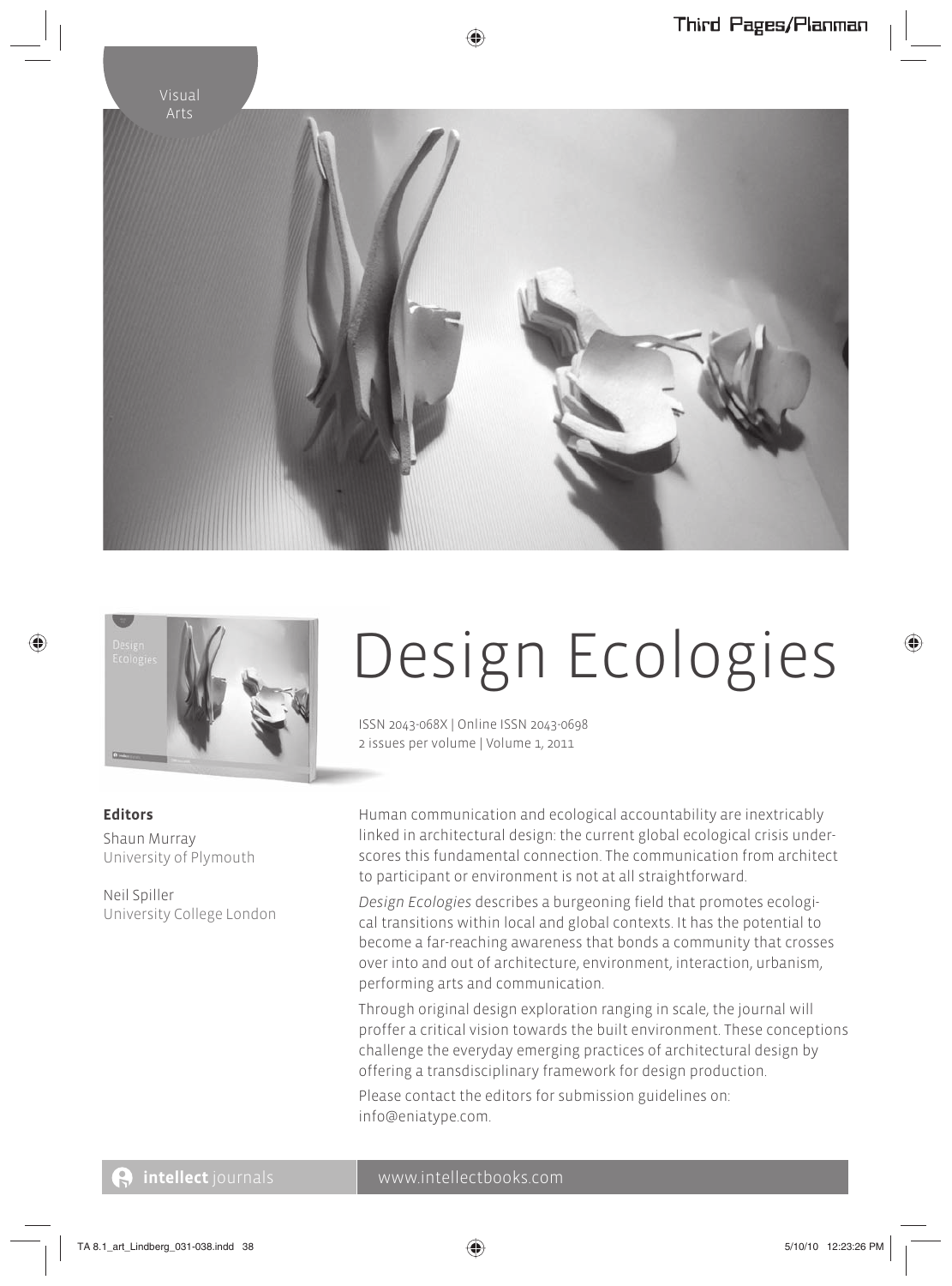Visual Arts

# Design Ecologies

ISSN 2043-068X | Online ISSN 2043-0698
2 issues per volume | Volume 1, 2011

**Editors**

Shaun Murray
University of Plymouth

Neil Spiller
University College London

Human communication and ecological accountability are inextricably linked in architectural design: the current global ecological crisis underscores this fundamental connection. The communication from architect to participant or environment is not at all straightforward.

*Design Ecologies* describes a burgeoning field that promotes ecological transitions within local and global contexts. It has the potential to become a far-reaching awareness that bonds a community that crosses over into and out of architecture, environment, interaction, urbanism, performing arts and communication.

Through original design exploration ranging in scale, the journal will proffer a critical vision towards the built environment. These conceptions challenge the everyday emerging practices of architectural design by offering a transdisciplinary framework for design production.

Please contact the editors for submission guidelines on: info@eniatype.com.

**intellect** journals www.intellectbooks.com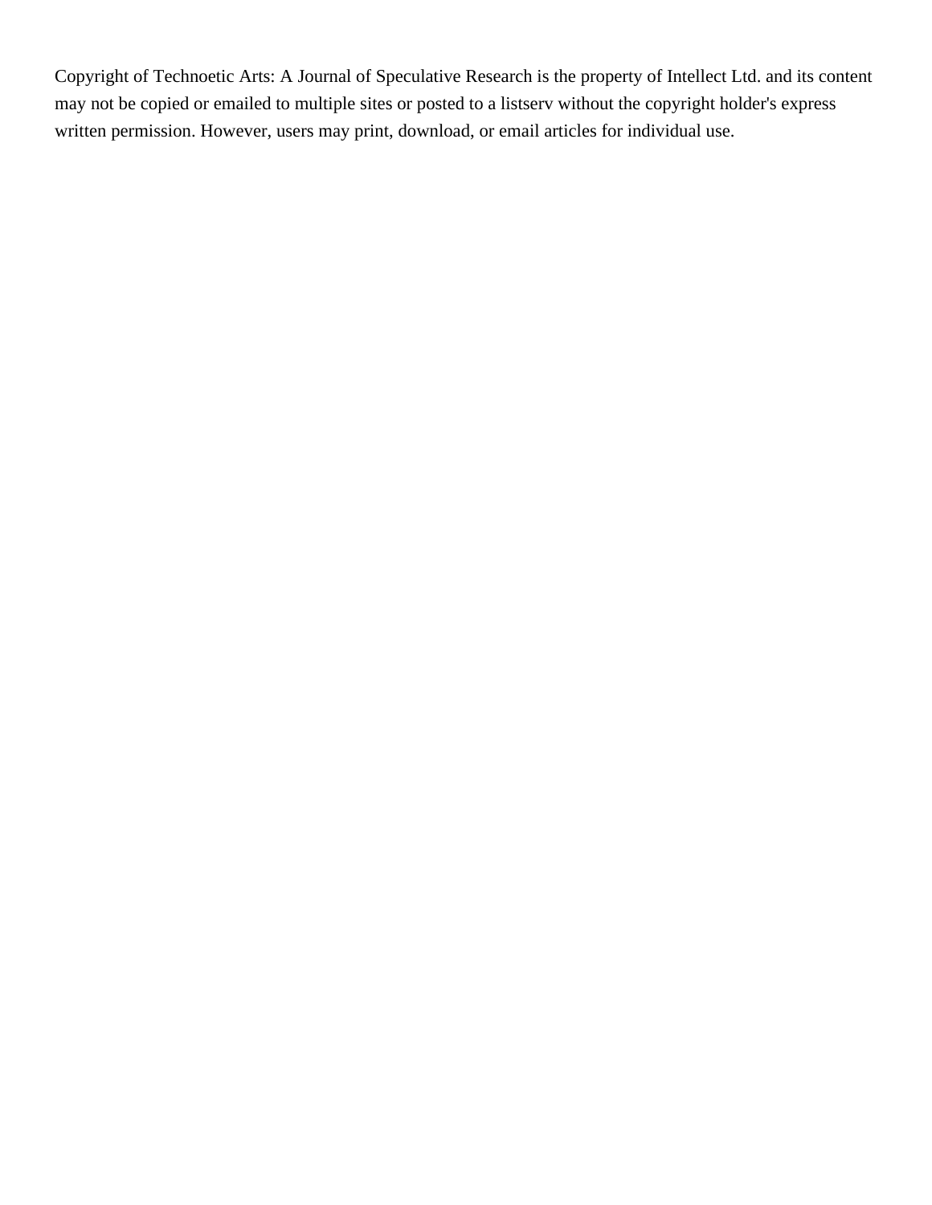Copyright of Technoetic Arts: A Journal of Speculative Research is the property of Intellect Ltd. and its content may not be copied or emailed to multiple sites or posted to a listserv without the copyright holder's express written permission. However, users may print, download, or email articles for individual use.